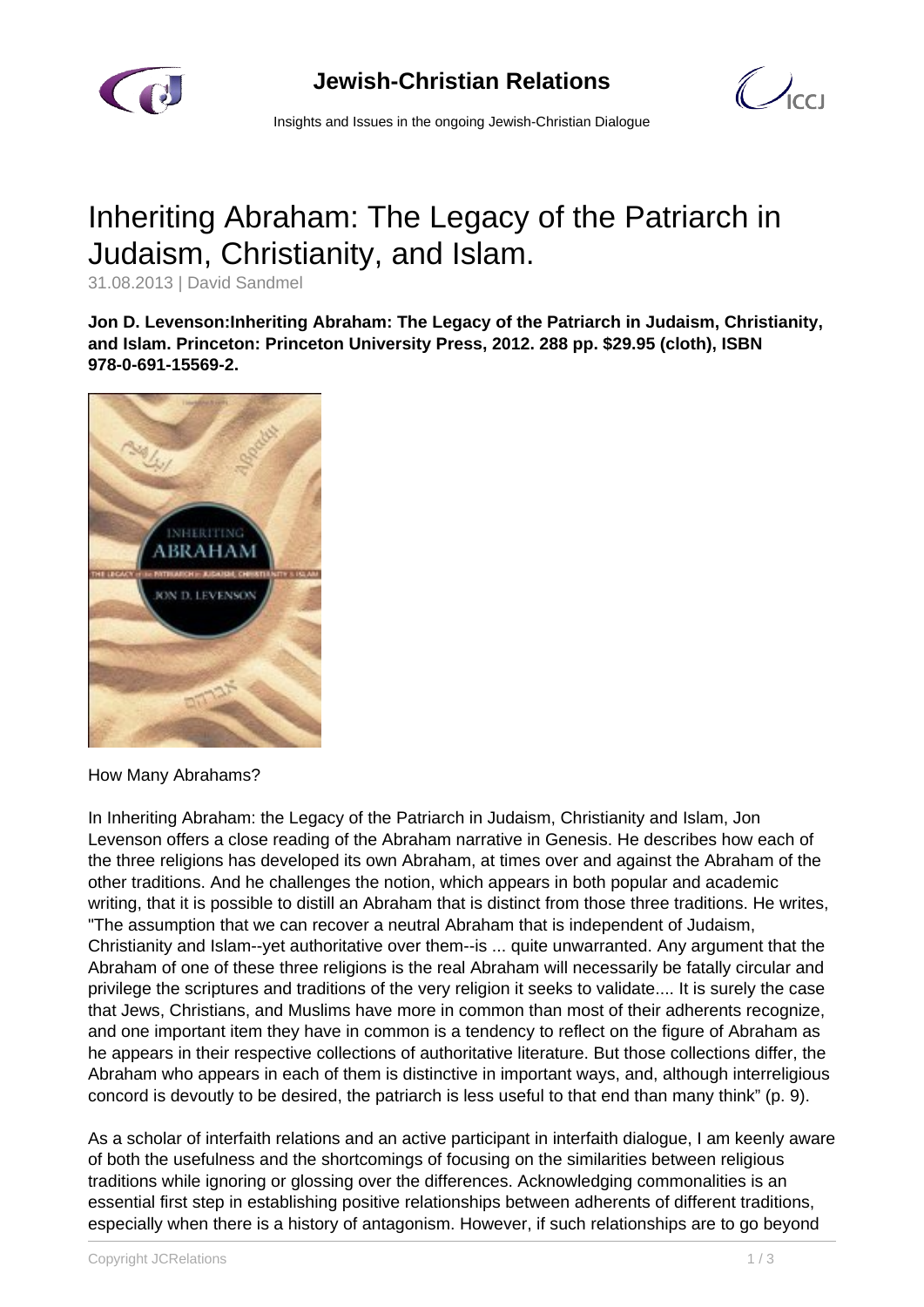# Inheriting Abraham: The Legacy of the Patriarch in Judaism, Christianity, and Islam.

31.08.2013 | David Sandmel

**Jon D. Levenson:Inheriting Abraham: The Legacy of the Patriarch in Judaism, Christianity, and Islam. Princeton: Princeton University Press, 2012. 288 pp. $29.95 (cloth), ISBN 978-0-691-15569-2.**

How Many Abrahams?

In Inheriting Abraham: the Legacy of the Patriarch in Judaism, Christianity and Islam, Jon Levenson offers a close reading of the Abraham narrative in Genesis. He describes how each of the three religions has developed its own Abraham, at times over and against the Abraham of the other traditions. And he challenges the notion, which appears in both popular and academic writing, that it is possible to distill an Abraham that is distinct from those three traditions. He writes, "The assumption that we can recover a neutral Abraham that is independent of Judaism, Christianity and Islam--yet authoritative over them--is ... quite unwarranted. Any argument that the Abraham of one of these three religions is the real Abraham will necessarily be fatally circular and privilege the scriptures and traditions of the very religion it seeks to validate.... It is surely the case that Jews, Christians, and Muslims have more in common than most of their adherents recognize, and one important item they have in common is a tendency to reflect on the figure of Abraham as he appears in their respective collections of authoritative literature. But those collections differ, the Abraham who appears in each of them is distinctive in important ways, and, although interreligious concord is devoutly to be desired, the patriarch is less useful to that end than many think" (p. 9).

As a scholar of interfaith relations and an active participant in interfaith dialogue, I am keenly aware of both the usefulness and the shortcomings of focusing on the similarities between religious traditions while ignoring or glossing over the differences. Acknowledging commonalities is an essential first step in establishing positive relationships between adherents of different traditions, especially when there is a history of antagonism. However, if such relationships are to go beyond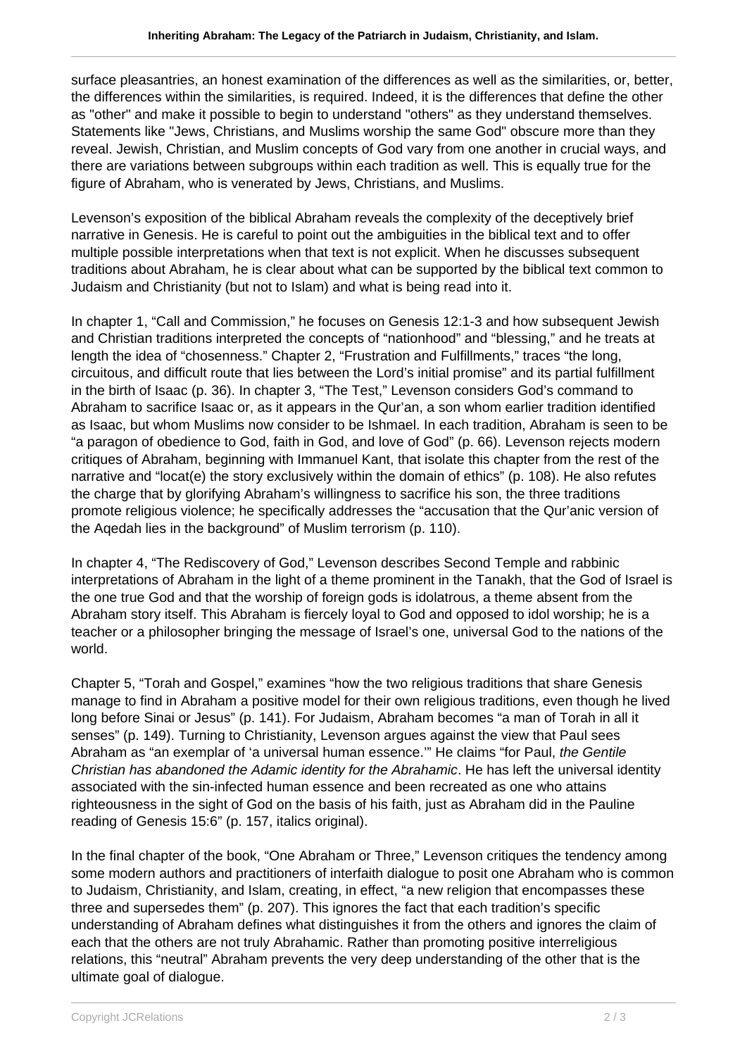surface pleasantries, an honest examination of the differences as well as the similarities, or, better, the differences within the similarities, is required. Indeed, it is the differences that define the other as "other" and make it possible to begin to understand "others" as they understand themselves. Statements like "Jews, Christians, and Muslims worship the same God" obscure more than they reveal. Jewish, Christian, and Muslim concepts of God vary from one another in crucial ways, and there are variations between subgroups within each tradition as well. This is equally true for the figure of Abraham, who is venerated by Jews, Christians, and Muslims.

Levenson's exposition of the biblical Abraham reveals the complexity of the deceptively brief narrative in Genesis. He is careful to point out the ambiguities in the biblical text and to offer multiple possible interpretations when that text is not explicit. When he discusses subsequent traditions about Abraham, he is clear about what can be supported by the biblical text common to Judaism and Christianity (but not to Islam) and what is being read into it.

In chapter 1, "Call and Commission," he focuses on Genesis 12:1-3 and how subsequent Jewish and Christian traditions interpreted the concepts of "nationhood" and "blessing," and he treats at length the idea of "chosenness." Chapter 2, "Frustration and Fulfillments," traces "the long, circuitous, and difficult route that lies between the Lord's initial promise" and its partial fulfillment in the birth of Isaac (p. 36). In chapter 3, "The Test," Levenson considers God's command to Abraham to sacrifice Isaac or, as it appears in the Qur'an, a son whom earlier tradition identified as Isaac, but whom Muslims now consider to be Ishmael. In each tradition, Abraham is seen to be "a paragon of obedience to God, faith in God, and love of God" (p. 66). Levenson rejects modern critiques of Abraham, beginning with Immanuel Kant, that isolate this chapter from the rest of the narrative and "locat(e) the story exclusively within the domain of ethics" (p. 108). He also refutes the charge that by glorifying Abraham's willingness to sacrifice his son, the three traditions promote religious violence; he specifically addresses the "accusation that the Qur'anic version of the Aqedah lies in the background" of Muslim terrorism (p. 110).

In chapter 4, "The Rediscovery of God," Levenson describes Second Temple and rabbinic interpretations of Abraham in the light of a theme prominent in the Tanakh, that the God of Israel is the one true God and that the worship of foreign gods is idolatrous, a theme absent from the Abraham story itself. This Abraham is fiercely loyal to God and opposed to idol worship; he is a teacher or a philosopher bringing the message of Israel's one, universal God to the nations of the world.

Chapter 5, "Torah and Gospel," examines "how the two religious traditions that share Genesis manage to find in Abraham a positive model for their own religious traditions, even though he lived long before Sinai or Jesus" (p. 141). For Judaism, Abraham becomes "a man of Torah in all it senses" (p. 149). Turning to Christianity, Levenson argues against the view that Paul sees Abraham as "an exemplar of 'a universal human essence.'" He claims "for Paul, *the Gentile Christian has abandoned the Adamic identity for the Abrahamic*. He has left the universal identity associated with the sin-infected human essence and been recreated as one who attains righteousness in the sight of God on the basis of his faith, just as Abraham did in the Pauline reading of Genesis 15:6" (p. 157, italics original).

In the final chapter of the book, "One Abraham or Three," Levenson critiques the tendency among some modern authors and practitioners of interfaith dialogue to posit one Abraham who is common to Judaism, Christianity, and Islam, creating, in effect, "a new religion that encompasses these three and supersedes them" (p. 207). This ignores the fact that each tradition's specific understanding of Abraham defines what distinguishes it from the others and ignores the claim of each that the others are not truly Abrahamic. Rather than promoting positive interreligious relations, this "neutral" Abraham prevents the very deep understanding of the other that is the ultimate goal of dialogue.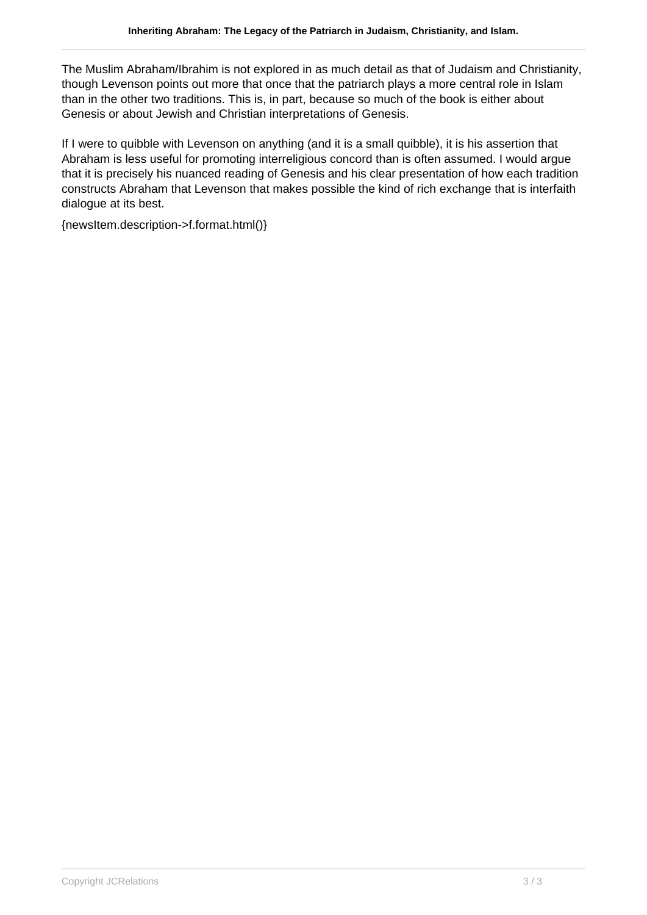The Muslim Abraham/Ibrahim is not explored in as much detail as that of Judaism and Christianity, though Levenson points out more that once that the patriarch plays a more central role in Islam than in the other two traditions. This is, in part, because so much of the book is either about Genesis or about Jewish and Christian interpretations of Genesis.

If I were to quibble with Levenson on anything (and it is a small quibble), it is his assertion that Abraham is less useful for promoting interreligious concord than is often assumed. I would argue that it is precisely his nuanced reading of Genesis and his clear presentation of how each tradition constructs Abraham that Levenson that makes possible the kind of rich exchange that is interfaith dialogue at its best.

{newsItem.description->f.format.html()}